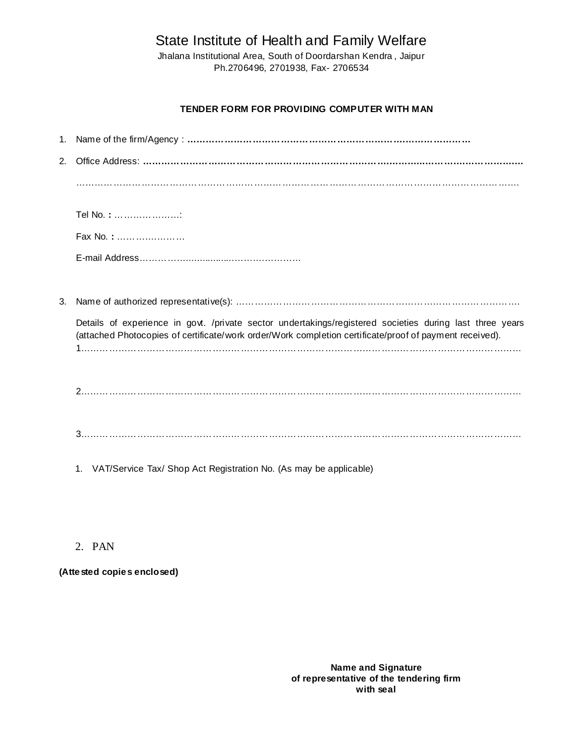# State Institute of Health and Family Welfare

Jhalana Institutional Area, South of Doordarshan Kendra , Jaipur
Ph.2706496, 2701938, Fax- 2706534

**TENDER FORM FOR PROVIDING COMPUTER WITH MAN**

1. Name of the firm/Agency : **……………………………………………………………………………**

2. Office Address: **……………………………………………………………………………………………………**

   …………………………………………………………………………………………………………………………

   Tel No. **:** ………………….:

   Fax No. **:** …………………

   E-mail Address……………...............…………………

3. Name of authorized representative(s): ………………………………………………………………………….

   Details of experience in govt. /private sector undertakings/registered societies during last three years (attached Photocopies of certificate/work order/Work completion certificate/proof of payment received).
   1…………………………………………………………………………………………………………………

   2…………………………………………………………………………………………………………………

   3…………………………………………………………………………………………………………………

   1. VAT/Service Tax/ Shop Act Registration No. (As may be applicable)

   2. PAN

**(Attested copies enclosed)**

**Name and Signature**
**of representative of the tendering firm**
**with seal**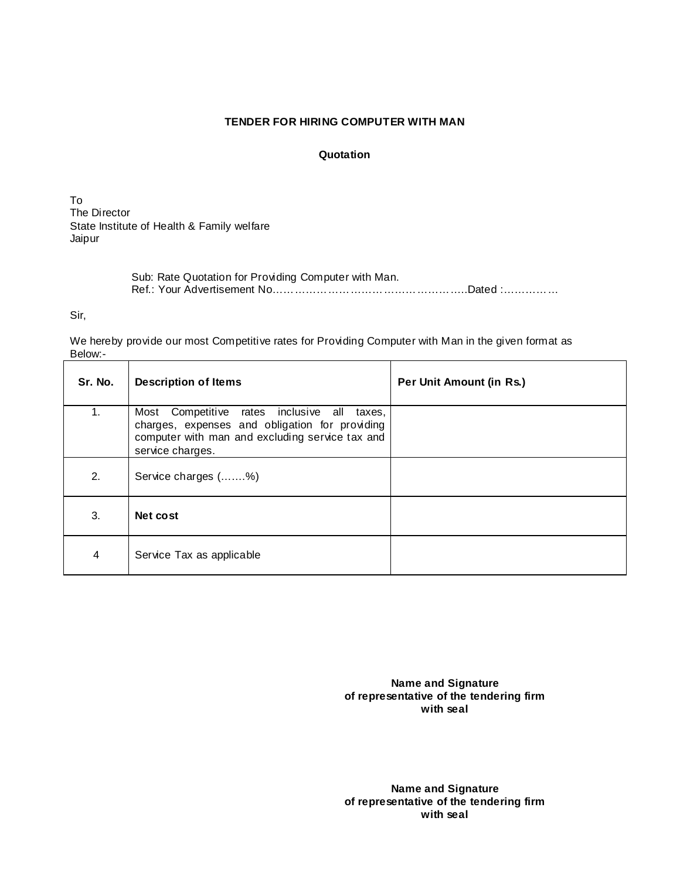## TENDER FOR HIRING COMPUTER WITH MAN

### Quotation

To  
The Director  
State Institute of Health & Family welfare  
Jaipur

Sub: Rate Quotation for Providing Computer with Man.  
Ref.: Your Advertisement No………………………………………………..Dated :……………

Sir,

We hereby provide our most Competitive rates for Providing Computer with Man in the given format as Below:-

| Sr. No. | Description of Items | Per Unit Amount (in Rs.) |
|---|---|---|
| 1. | Most Competitive rates inclusive all taxes, charges, expenses and obligation for providing computer with man and excluding service tax and service charges. | |
| 2. | Service charges (…….%) | |
| 3. | **Net cost** | |
| 4 | Service Tax as applicable | |

**Name and Signature**  
**of representative of the tendering firm**  
**with seal**

**Name and Signature**  
**of representative of the tendering firm**  
**with seal**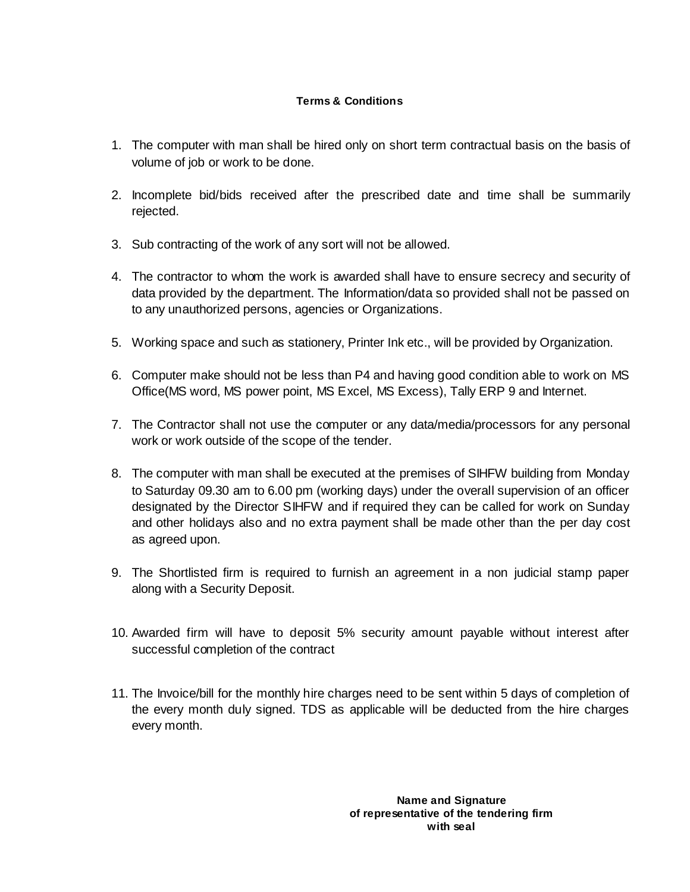**Terms & Conditions**

1. The computer with man shall be hired only on short term contractual basis on the basis of volume of job or work to be done.

2. Incomplete bid/bids received after the prescribed date and time shall be summarily rejected.

3. Sub contracting of the work of any sort will not be allowed.

4. The contractor to whom the work is awarded shall have to ensure secrecy and security of data provided by the department. The Information/data so provided shall not be passed on to any unauthorized persons, agencies or Organizations.

5. Working space and such as stationery, Printer Ink etc., will be provided by Organization.

6. Computer make should not be less than P4 and having good condition able to work on MS Office(MS word, MS power point, MS Excel, MS Excess), Tally ERP 9 and Internet.

7. The Contractor shall not use the computer or any data/media/processors for any personal work or work outside of the scope of the tender.

8. The computer with man shall be executed at the premises of SIHFW building from Monday to Saturday 09.30 am to 6.00 pm (working days) under the overall supervision of an officer designated by the Director SIHFW and if required they can be called for work on Sunday and other holidays also and no extra payment shall be made other than the per day cost as agreed upon.

9. The Shortlisted firm is required to furnish an agreement in a non judicial stamp paper along with a Security Deposit.

10. Awarded firm will have to deposit 5% security amount payable without interest after successful completion of the contract

11. The Invoice/bill for the monthly hire charges need to be sent within 5 days of completion of the every month duly signed. TDS as applicable will be deducted from the hire charges every month.

**Name and Signature**
**of representative of the tendering firm**
**with seal**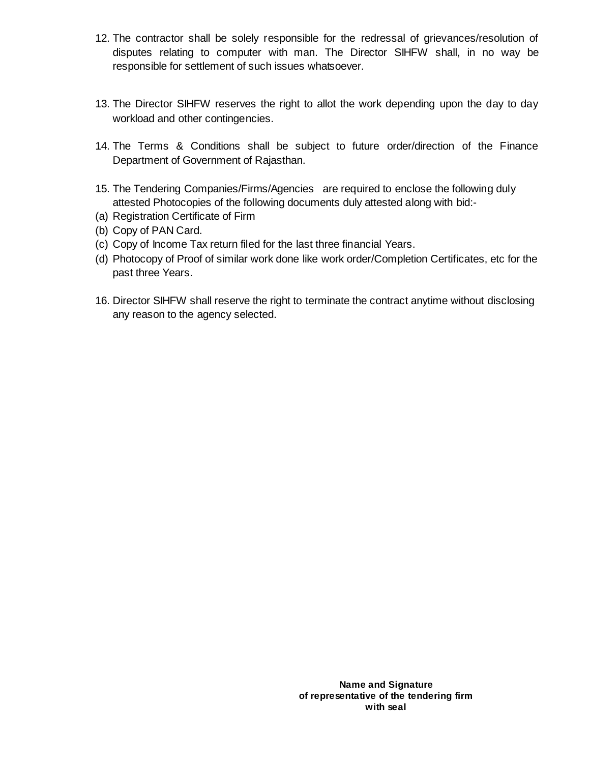12. The contractor shall be solely responsible for the redressal of grievances/resolution of disputes relating to computer with man. The Director SIHFW shall, in no way be responsible for settlement of such issues whatsoever.

13. The Director SIHFW reserves the right to allot the work depending upon the day to day workload and other contingencies.

14. The Terms & Conditions shall be subject to future order/direction of the Finance Department of Government of Rajasthan.

15. The Tendering Companies/Firms/Agencies are required to enclose the following duly attested Photocopies of the following documents duly attested along with bid:-

(a) Registration Certificate of Firm

(b) Copy of PAN Card.

(c) Copy of Income Tax return filed for the last three financial Years.

(d) Photocopy of Proof of similar work done like work order/Completion Certificates, etc for the past three Years.

16. Director SIHFW shall reserve the right to terminate the contract anytime without disclosing any reason to the agency selected.

**Name and Signature**
**of representative of the tendering firm**
**with seal**